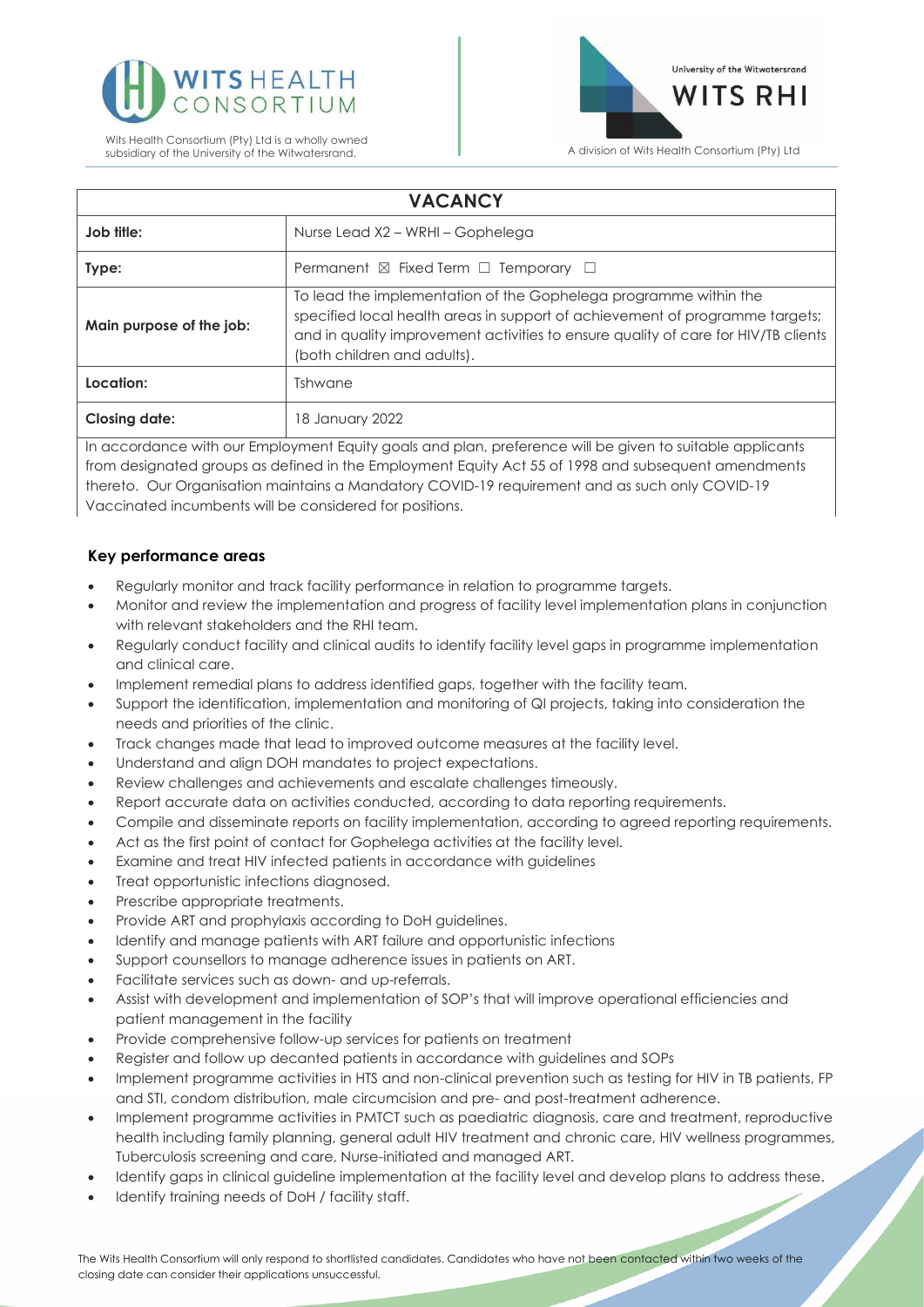Wits Health Consortium (Pty) Ltd is a wholly owned subsidiary of the University of the Witwatersrand.

University of the Witwatersrand
WITS RHI
A division of Wits Health Consortium (Pty) Ltd

| VACANCY | |
|---|---|
| **Job title:** | Nurse Lead X2 – WRHI – Gophelega |
| **Type:** | Permanent ☒ Fixed Term ☐ Temporary ☐ |
| **Main purpose of the job:** | To lead the implementation of the Gophelega programme within the specified local health areas in support of achievement of programme targets; and in quality improvement activities to ensure quality of care for HIV/TB clients (both children and adults). |
| **Location:** | Tshwane |
| **Closing date:** | 18 January 2022 |

In accordance with our Employment Equity goals and plan, preference will be given to suitable applicants from designated groups as defined in the Employment Equity Act 55 of 1998 and subsequent amendments thereto. Our Organisation maintains a Mandatory COVID-19 requirement and as such only COVID-19 Vaccinated incumbents will be considered for positions.

### Key performance areas

- Regularly monitor and track facility performance in relation to programme targets.
- Monitor and review the implementation and progress of facility level implementation plans in conjunction with relevant stakeholders and the RHI team.
- Regularly conduct facility and clinical audits to identify facility level gaps in programme implementation and clinical care.
- Implement remedial plans to address identified gaps, together with the facility team.
- Support the identification, implementation and monitoring of QI projects, taking into consideration the needs and priorities of the clinic.
- Track changes made that lead to improved outcome measures at the facility level.
- Understand and align DOH mandates to project expectations.
- Review challenges and achievements and escalate challenges timeously.
- Report accurate data on activities conducted, according to data reporting requirements.
- Compile and disseminate reports on facility implementation, according to agreed reporting requirements.
- Act as the first point of contact for Gophelega activities at the facility level.
- Examine and treat HIV infected patients in accordance with guidelines
- Treat opportunistic infections diagnosed.
- Prescribe appropriate treatments.
- Provide ART and prophylaxis according to DoH guidelines.
- Identify and manage patients with ART failure and opportunistic infections
- Support counsellors to manage adherence issues in patients on ART.
- Facilitate services such as down- and up-referrals.
- Assist with development and implementation of SOP's that will improve operational efficiencies and patient management in the facility
- Provide comprehensive follow-up services for patients on treatment
- Register and follow up decanted patients in accordance with guidelines and SOPs
- Implement programme activities in HTS and non-clinical prevention such as testing for HIV in TB patients, FP and STI, condom distribution, male circumcision and pre- and post-treatment adherence.
- Implement programme activities in PMTCT such as paediatric diagnosis, care and treatment, reproductive health including family planning, general adult HIV treatment and chronic care, HIV wellness programmes, Tuberculosis screening and care, Nurse-initiated and managed ART.
- Identify gaps in clinical guideline implementation at the facility level and develop plans to address these.
- Identify training needs of DoH / facility staff.

The Wits Health Consortium will only respond to shortlisted candidates. Candidates who have not been contacted within two weeks of the closing date can consider their applications unsuccessful.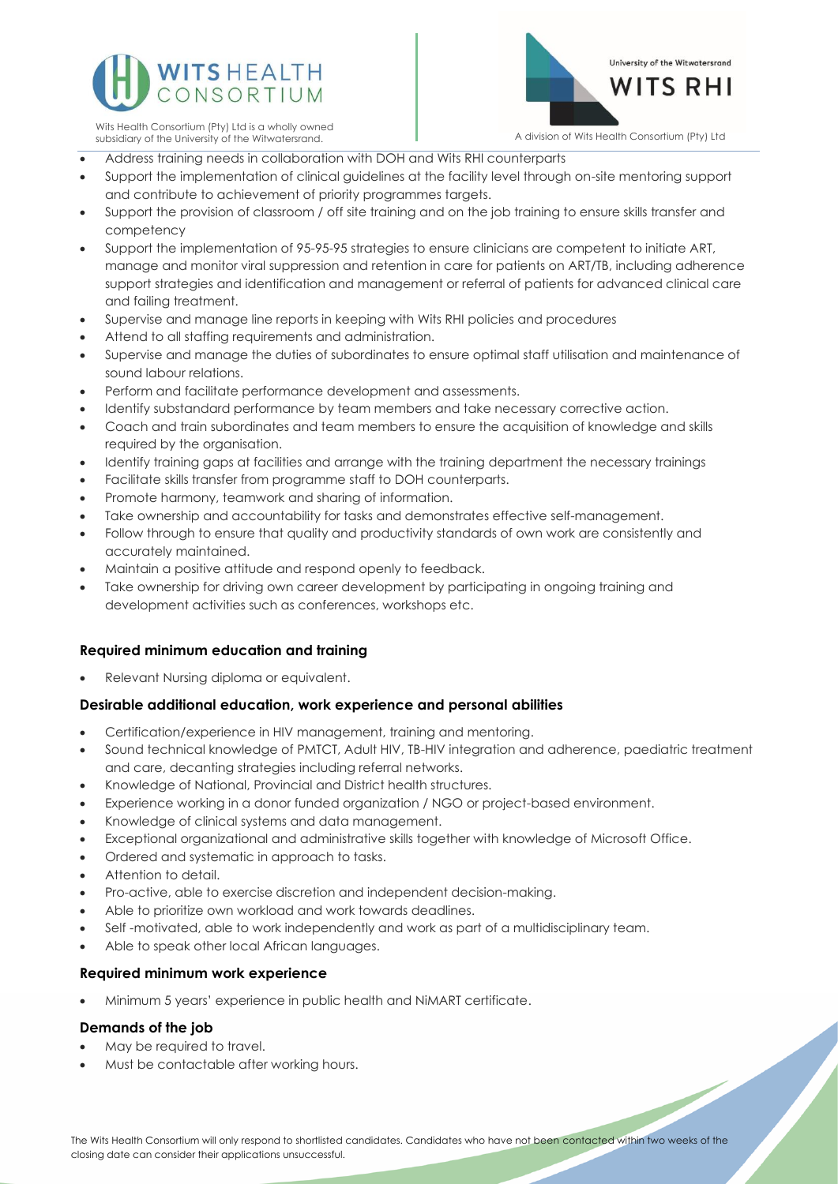- Address training needs in collaboration with DOH and Wits RHI counterparts
- Support the implementation of clinical guidelines at the facility level through on-site mentoring support and contribute to achievement of priority programmes targets.
- Support the provision of classroom / off site training and on the job training to ensure skills transfer and competency
- Support the implementation of 95-95-95 strategies to ensure clinicians are competent to initiate ART, manage and monitor viral suppression and retention in care for patients on ART/TB, including adherence support strategies and identification and management or referral of patients for advanced clinical care and failing treatment.
- Supervise and manage line reports in keeping with Wits RHI policies and procedures
- Attend to all staffing requirements and administration.
- Supervise and manage the duties of subordinates to ensure optimal staff utilisation and maintenance of sound labour relations.
- Perform and facilitate performance development and assessments.
- Identify substandard performance by team members and take necessary corrective action.
- Coach and train subordinates and team members to ensure the acquisition of knowledge and skills required by the organisation.
- Identify training gaps at facilities and arrange with the training department the necessary trainings
- Facilitate skills transfer from programme staff to DOH counterparts.
- Promote harmony, teamwork and sharing of information.
- Take ownership and accountability for tasks and demonstrates effective self-management.
- Follow through to ensure that quality and productivity standards of own work are consistently and accurately maintained.
- Maintain a positive attitude and respond openly to feedback.
- Take ownership for driving own career development by participating in ongoing training and development activities such as conferences, workshops etc.

### Required minimum education and training

- Relevant Nursing diploma or equivalent.

### Desirable additional education, work experience and personal abilities

- Certification/experience in HIV management, training and mentoring.
- Sound technical knowledge of PMTCT, Adult HIV, TB-HIV integration and adherence, paediatric treatment and care, decanting strategies including referral networks.
- Knowledge of National, Provincial and District health structures.
- Experience working in a donor funded organization / NGO or project-based environment.
- Knowledge of clinical systems and data management.
- Exceptional organizational and administrative skills together with knowledge of Microsoft Office.
- Ordered and systematic in approach to tasks.
- Attention to detail.
- Pro-active, able to exercise discretion and independent decision-making.
- Able to prioritize own workload and work towards deadlines.
- Self -motivated, able to work independently and work as part of a multidisciplinary team.
- Able to speak other local African languages.

### Required minimum work experience

- Minimum 5 years' experience in public health and NiMART certificate.

### Demands of the job

- May be required to travel.
- Must be contactable after working hours.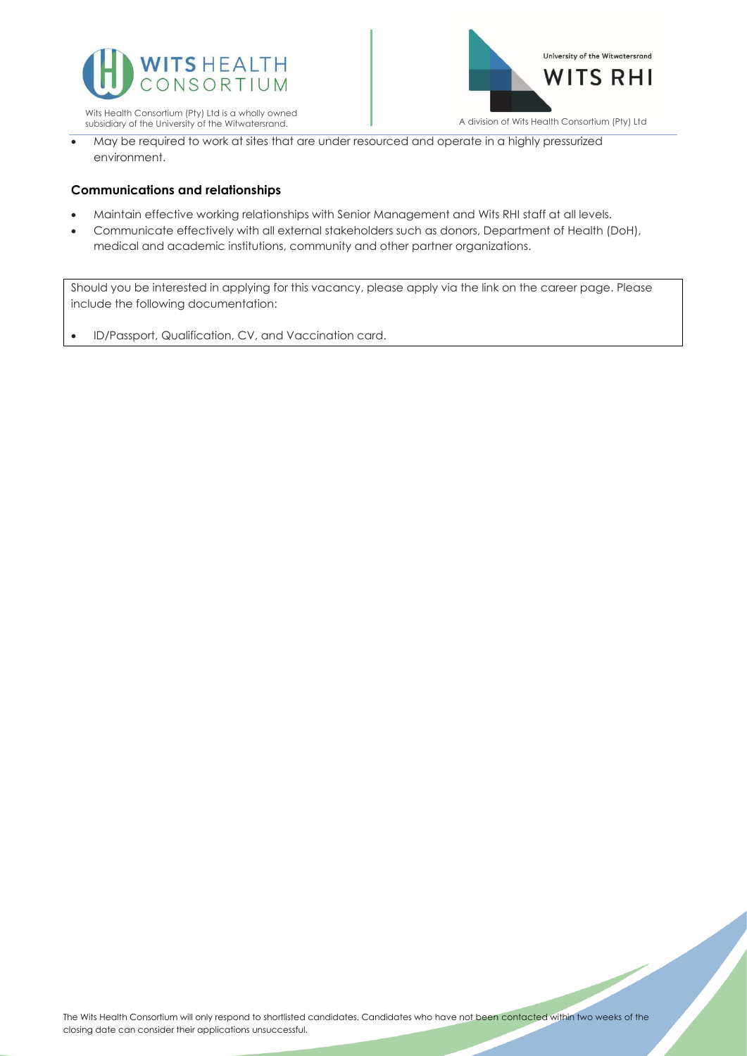- May be required to work at sites that are under resourced and operate in a highly pressurized environment.

### Communications and relationships

- Maintain effective working relationships with Senior Management and Wits RHI staff at all levels.
- Communicate effectively with all external stakeholders such as donors, Department of Health (DoH), medical and academic institutions, community and other partner organizations.

Should you be interested in applying for this vacancy, please apply via the link on the career page. Please include the following documentation:

- ID/Passport, Qualification, CV, and Vaccination card.

The Wits Health Consortium will only respond to shortlisted candidates. Candidates who have not been contacted within two weeks of the closing date can consider their applications unsuccessful.